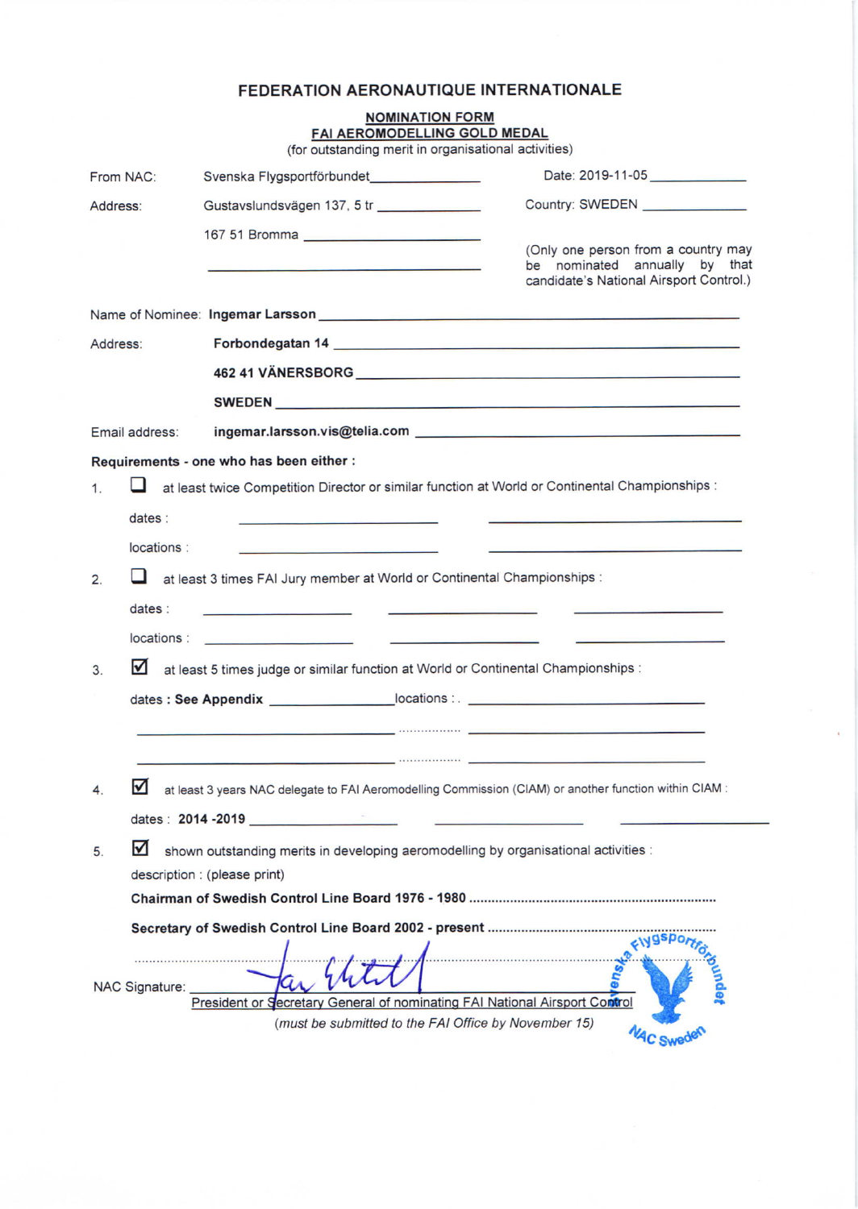# FEDERATION AERONAUTIQUE INTERNATIONALE

## NOMINATION FORM
## FAI AEROMODELLING GOLD MEDAL

(for outstanding merit in organisational activities)

From NAC: Svenska Flygsportförbundet

Date: 2019-11-05

Address: Gustavslundsvägen 137, 5 tr

167 51 Bromma

Country: SWEDEN

(Only one person from a country may be nominated annually by that candidate's National Airsport Control.)

Name of Nominee: **Ingemar Larsson**

Address: **Forbondegatan 14**

**462 41 VÄNERSBORG**

**SWEDEN**

Email address: **ingemar.larsson.vis@telia.com**

**Requirements - one who has been either :**

1. ☐ at least twice Competition Director or similar function at World or Continental Championships :

   dates :

   locations :

2. ☐ at least 3 times FAI Jury member at World or Continental Championships :

   dates :

   locations :

3. ☑ at least 5 times judge or similar function at World or Continental Championships :

   dates : **See Appendix** locations :

4. ☑ at least 3 years NAC delegate to FAI Aeromodelling Commission (CIAM) or another function within CIAM :

   dates : **2014 -2019**

5. ☑ shown outstanding merits in developing aeromodelling by organisational activities :

   description : (please print)

   **Chairman of Swedish Control Line Board 1976 - 1980**

   **Secretary of Swedish Control Line Board 2002 - present**

NAC Signature: [signature]

President or Secretary General of nominating FAI National Airsport Control

*(must be submitted to the FAI Office by November 15)*

[Stamp: Svenska Flygsportförbundet – NAC Sweden]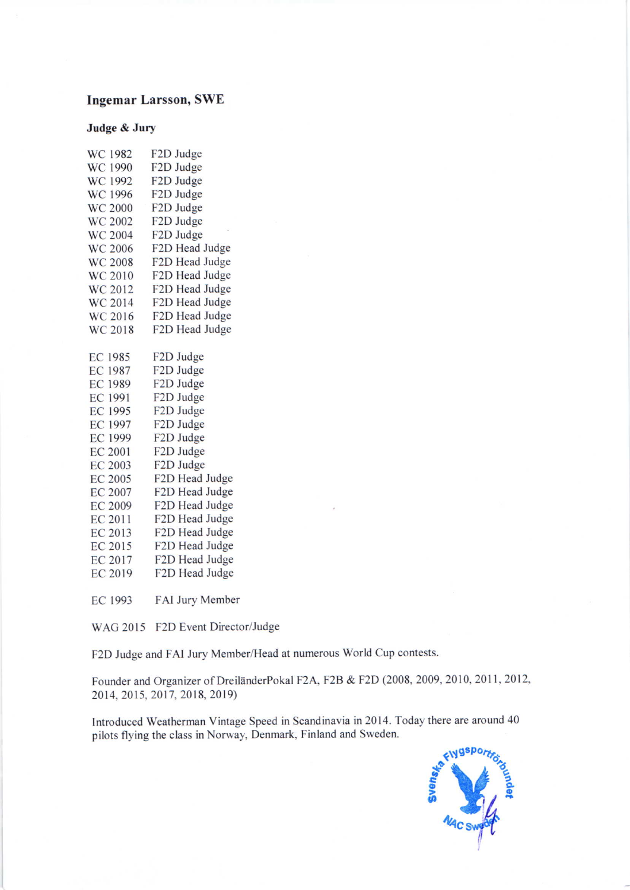## Ingemar Larsson, SWE

### Judge & Jury

| | |
|---|---|
| WC 1982 | F2D Judge |
| WC 1990 | F2D Judge |
| WC 1992 | F2D Judge |
| WC 1996 | F2D Judge |
| WC 2000 | F2D Judge |
| WC 2002 | F2D Judge |
| WC 2004 | F2D Judge |
| WC 2006 | F2D Head Judge |
| WC 2008 | F2D Head Judge |
| WC 2010 | F2D Head Judge |
| WC 2012 | F2D Head Judge |
| WC 2014 | F2D Head Judge |
| WC 2016 | F2D Head Judge |
| WC 2018 | F2D Head Judge |

| | |
|---|---|
| EC 1985 | F2D Judge |
| EC 1987 | F2D Judge |
| EC 1989 | F2D Judge |
| EC 1991 | F2D Judge |
| EC 1995 | F2D Judge |
| EC 1997 | F2D Judge |
| EC 1999 | F2D Judge |
| EC 2001 | F2D Judge |
| EC 2003 | F2D Judge |
| EC 2005 | F2D Head Judge |
| EC 2007 | F2D Head Judge |
| EC 2009 | F2D Head Judge |
| EC 2011 | F2D Head Judge |
| EC 2013 | F2D Head Judge |
| EC 2015 | F2D Head Judge |
| EC 2017 | F2D Head Judge |
| EC 2019 | F2D Head Judge |

EC 1993 FAI Jury Member

WAG 2015 F2D Event Director/Judge

F2D Judge and FAI Jury Member/Head at numerous World Cup contests.

Founder and Organizer of DreiländerPokal F2A, F2B & F2D (2008, 2009, 2010, 2011, 2012, 2014, 2015, 2017, 2018, 2019)

Introduced Weatherman Vintage Speed in Scandinavia in 2014. Today there are around 40 pilots flying the class in Norway, Denmark, Finland and Sweden.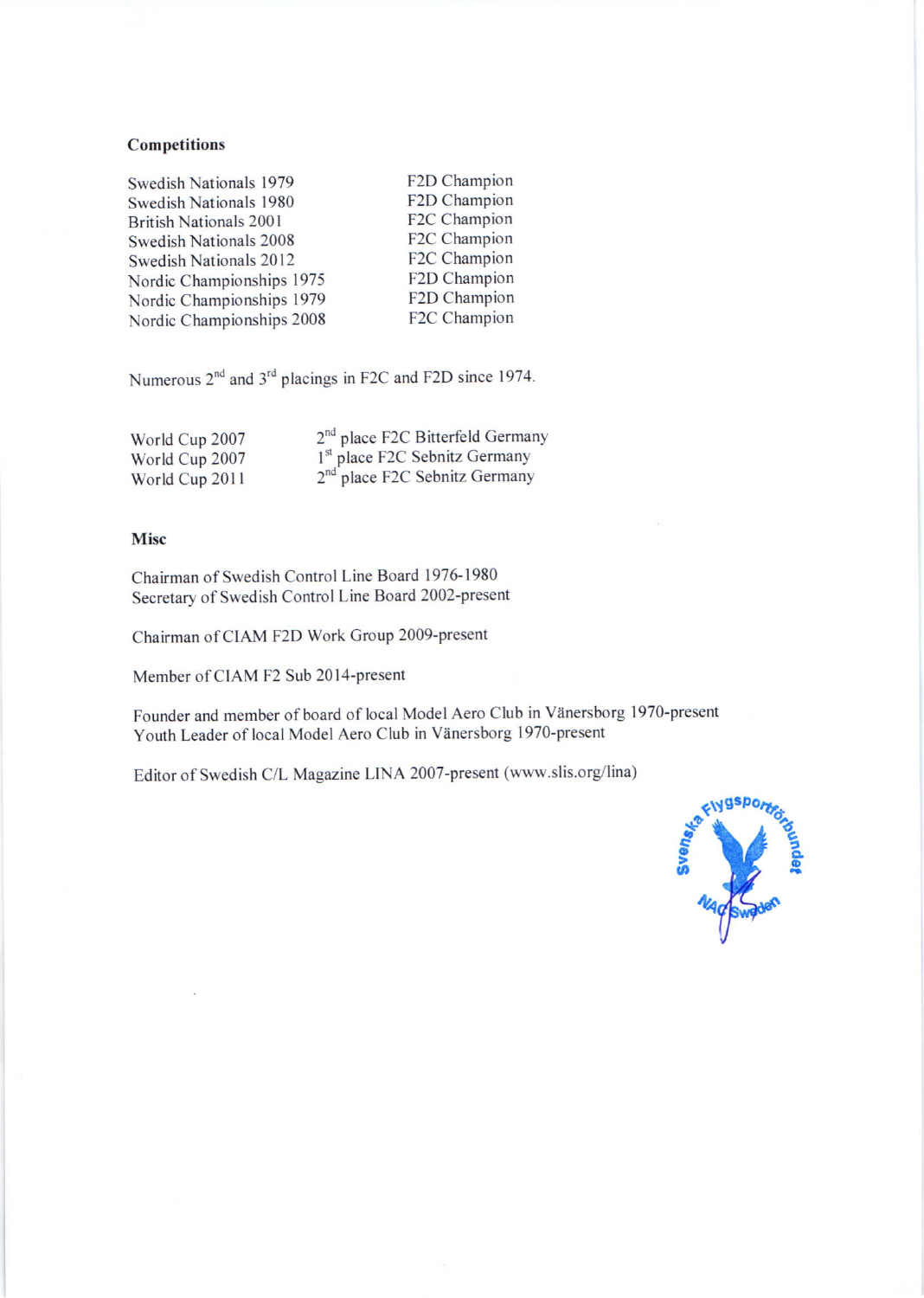**Competitions**

| | |
|---|---|
| Swedish Nationals 1979 | F2D Champion |
| Swedish Nationals 1980 | F2D Champion |
| British Nationals 2001 | F2C Champion |
| Swedish Nationals 2008 | F2C Champion |
| Swedish Nationals 2012 | F2C Champion |
| Nordic Championships 1975 | F2D Champion |
| Nordic Championships 1979 | F2D Champion |
| Nordic Championships 2008 | F2C Champion |

Numerous 2nd and 3rd placings in F2C and F2D since 1974.

| | |
|---|---|
| World Cup 2007 | 2nd place F2C Bitterfeld Germany |
| World Cup 2007 | 1st place F2C Sebnitz Germany |
| World Cup 2011 | 2nd place F2C Sebnitz Germany |

**Misc**

Chairman of Swedish Control Line Board 1976-1980
Secretary of Swedish Control Line Board 2002-present

Chairman of CIAM F2D Work Group 2009-present

Member of CIAM F2 Sub 2014-present

Founder and member of board of local Model Aero Club in Vänersborg 1970-present
Youth Leader of local Model Aero Club in Vänersborg 1970-present

Editor of Swedish C/L Magazine LINA 2007-present (www.slis.org/lina)

Svenska Flygsportförbundet
NAC Sweden